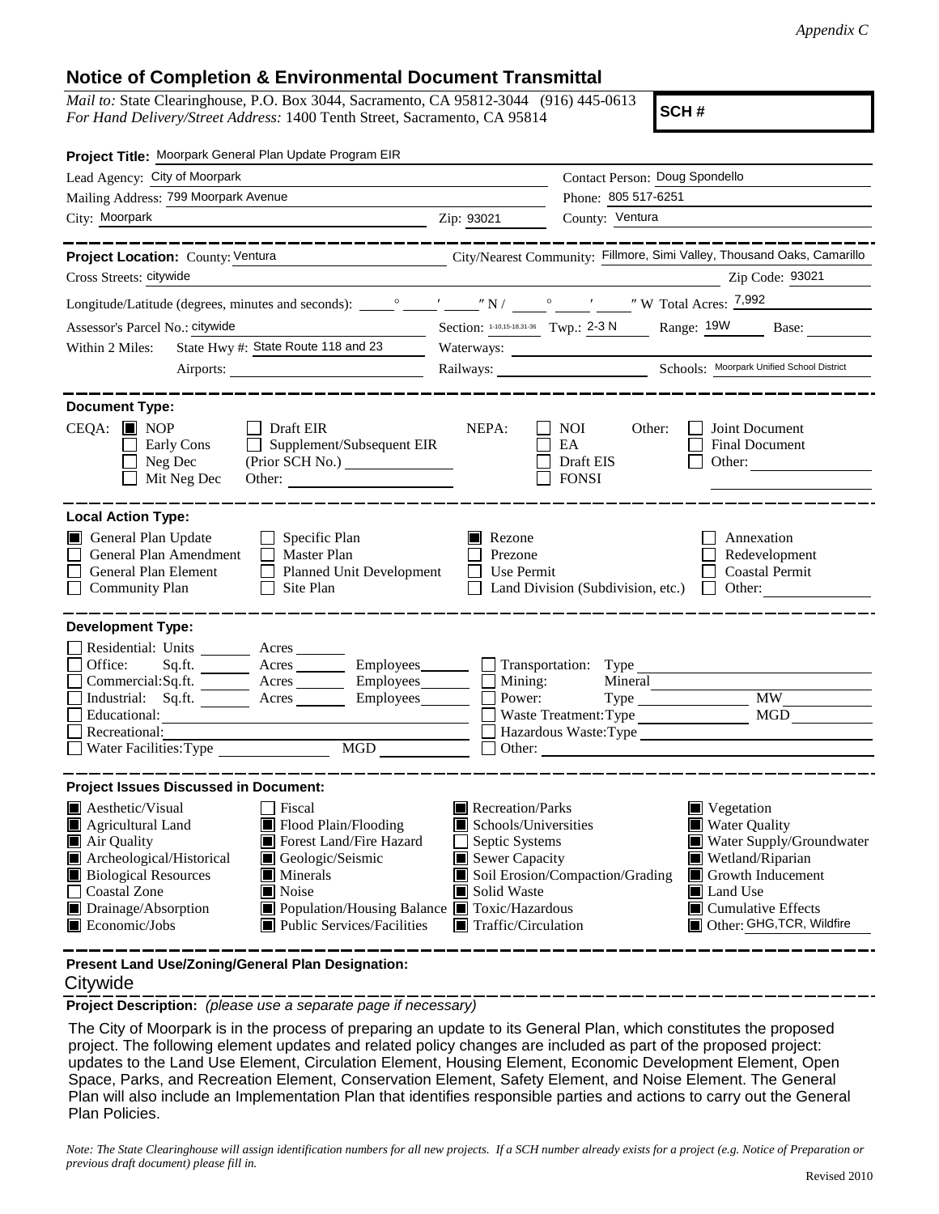*Appendix C*

## Notice of Completion & Environmental Document Transmittal

*Mail to:* State Clearinghouse, P.O. Box 3044, Sacramento, CA 95812-3044 (916) 445-0613
*For Hand Delivery/Street Address:* 1400 Tenth Street, Sacramento, CA 95814

**SCH #**

**Project Title:** Moorpark General Plan Update Program EIR

Lead Agency: City of Moorpark
Contact Person: Doug Spondello
Mailing Address: 799 Moorpark Avenue
Phone: 805 517-6251
City: Moorpark
Zip: 93021
County: Ventura

---

**Project Location:** County: Ventura
City/Nearest Community: Fillmore, Simi Valley, Thousand Oaks, Camarillo
Cross Streets: citywide
Zip Code: 93021
Longitude/Latitude (degrees, minutes and seconds): ____° ____′ ____″ N / ____° ____′ ____″ W Total Acres: 7,992
Assessor's Parcel No.: citywide
Section: 1-10,15-18,31-36 Twp.: 2-3 N Range: 19W Base:
Within 2 Miles: State Hwy #: State Route 118 and 23
Waterways:
Airports:
Railways:
Schools: Moorpark Unified School District

---

**Document Type:**

CEQA: ■ NOP ☐ Draft EIR ☐ Early Cons ☐ Supplement/Subsequent EIR ☐ Neg Dec (Prior SCH No.) ______ ☐ Mit Neg Dec Other: ______

NEPA: ☐ NOI ☐ EA ☐ Draft EIS ☐ FONSI

Other: ☐ Joint Document ☐ Final Document ☐ Other: ______

---

**Local Action Type:**

- ■ General Plan Update
- ☐ General Plan Amendment
- ☐ General Plan Element
- ☐ Community Plan
- ☐ Specific Plan
- ☐ Master Plan
- ☐ Planned Unit Development
- ☐ Site Plan
- ■ Rezone
- ☐ Prezone
- ☐ Use Permit
- ☐ Land Division (Subdivision, etc.)
- ☐ Annexation
- ☐ Redevelopment
- ☐ Coastal Permit
- ☐ Other:

---

**Development Type:**

- ☐ Residential: Units ______ Acres ______
- ☐ Office: Sq.ft. ______ Acres ______ Employees ______
- ☐ Commercial: Sq.ft. ______ Acres ______ Employees ______
- ☐ Industrial: Sq.ft. ______ Acres ______ Employees ______
- ☐ Educational:
- ☐ Recreational:
- ☐ Water Facilities: Type ______ MGD ______
- ☐ Transportation: Type
- ☐ Mining: Mineral
- ☐ Power: Type ______ MW
- ☐ Waste Treatment: Type ______ MGD
- ☐ Hazardous Waste: Type
- ☐ Other:

---

**Project Issues Discussed in Document:**

- ■ Aesthetic/Visual
- ■ Agricultural Land
- ■ Air Quality
- ■ Archeological/Historical
- ■ Biological Resources
- ☐ Coastal Zone
- ■ Drainage/Absorption
- ■ Economic/Jobs
- ☐ Fiscal
- ■ Flood Plain/Flooding
- ■ Forest Land/Fire Hazard
- ■ Geologic/Seismic
- ■ Minerals
- ■ Noise
- ■ Population/Housing Balance
- ■ Public Services/Facilities
- ■ Recreation/Parks
- ■ Schools/Universities
- ☐ Septic Systems
- ■ Sewer Capacity
- ■ Soil Erosion/Compaction/Grading
- ■ Solid Waste
- ■ Toxic/Hazardous
- ■ Traffic/Circulation
- ■ Vegetation
- ■ Water Quality
- ■ Water Supply/Groundwater
- ■ Wetland/Riparian
- ■ Growth Inducement
- ■ Land Use
- ■ Cumulative Effects
- ■ Other: GHG,TCR, Wildfire

---

**Present Land Use/Zoning/General Plan Designation:**
Citywide

**Project Description:** *(please use a separate page if necessary)*

The City of Moorpark is in the process of preparing an update to its General Plan, which constitutes the proposed project. The following element updates and related policy changes are included as part of the proposed project: updates to the Land Use Element, Circulation Element, Housing Element, Economic Development Element, Open Space, Parks, and Recreation Element, Conservation Element, Safety Element, and Noise Element. The General Plan will also include an Implementation Plan that identifies responsible parties and actions to carry out the General Plan Policies.

*Note: The State Clearinghouse will assign identification numbers for all new projects. If a SCH number already exists for a project (e.g. Notice of Preparation or previous draft document) please fill in.*

Revised 2010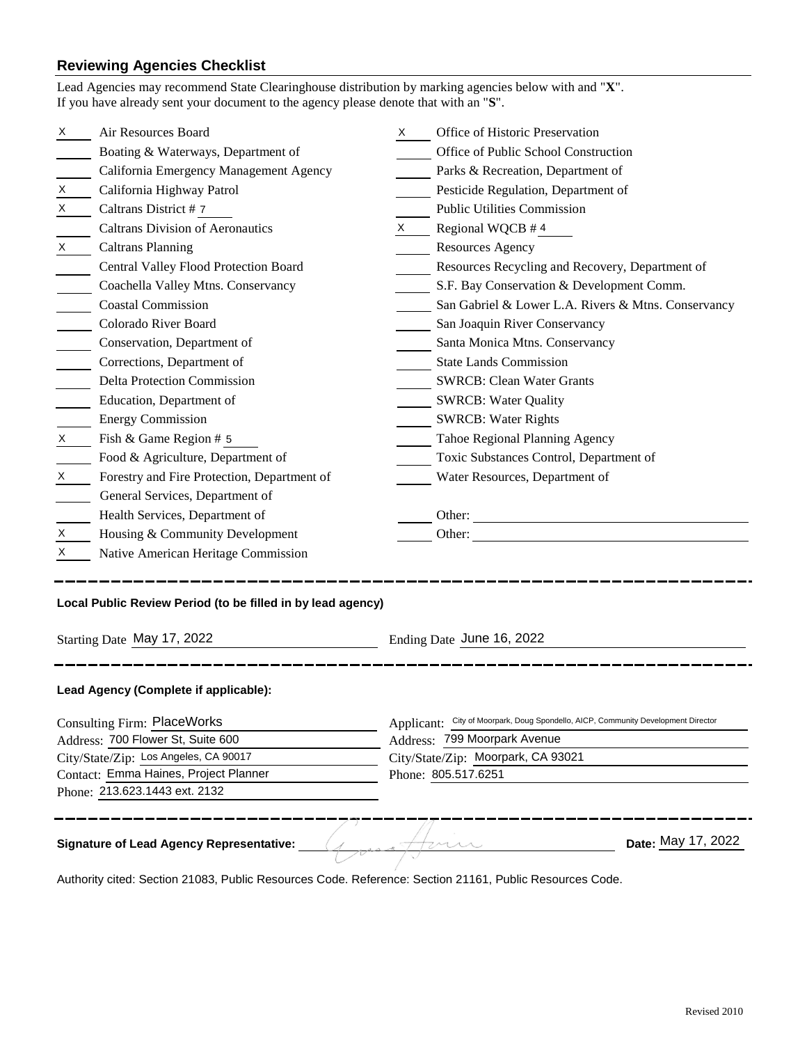## Reviewing Agencies Checklist

Lead Agencies may recommend State Clearinghouse distribution by marking agencies below with and "**X**". If you have already sent your document to the agency please denote that with an "**S**".

| | | | |
|---|---|---|---|
| X | Air Resources Board | X | Office of Historic Preservation |
| | Boating & Waterways, Department of | | Office of Public School Construction |
| | California Emergency Management Agency | | Parks & Recreation, Department of |
| X | California Highway Patrol | | Pesticide Regulation, Department of |
| X | Caltrans District # 7 | | Public Utilities Commission |
| | Caltrans Division of Aeronautics | X | Regional WQCB # 4 |
| X | Caltrans Planning | | Resources Agency |
| | Central Valley Flood Protection Board | | Resources Recycling and Recovery, Department of |
| | Coachella Valley Mtns. Conservancy | | S.F. Bay Conservation & Development Comm. |
| | Coastal Commission | | San Gabriel & Lower L.A. Rivers & Mtns. Conservancy |
| | Colorado River Board | | San Joaquin River Conservancy |
| | Conservation, Department of | | Santa Monica Mtns. Conservancy |
| | Corrections, Department of | | State Lands Commission |
| | Delta Protection Commission | | SWRCB: Clean Water Grants |
| | Education, Department of | | SWRCB: Water Quality |
| | Energy Commission | | SWRCB: Water Rights |
| X | Fish & Game Region # 5 | | Tahoe Regional Planning Agency |
| | Food & Agriculture, Department of | | Toxic Substances Control, Department of |
| X | Forestry and Fire Protection, Department of | | Water Resources, Department of |
| | General Services, Department of | | |
| | Health Services, Department of | | Other: |
| X | Housing & Community Development | | Other: |
| X | Native American Heritage Commission | | |

---

**Local Public Review Period (to be filled in by lead agency)**

Starting Date May 17, 2022

Ending Date June 16, 2022

---

**Lead Agency (Complete if applicable):**

Consulting Firm: PlaceWorks
Address: 700 Flower St, Suite 600
City/State/Zip: Los Angeles, CA 90017
Contact: Emma Haines, Project Planner
Phone: 213.623.1443 ext. 2132

Applicant: City of Moorpark, Doug Spondello, AICP, Community Development Director
Address: 799 Moorpark Avenue
City/State/Zip: Moorpark, CA 93021
Phone: 805.517.6251

---

**Signature of Lead Agency Representative:** [signature] **Date:** May 17, 2022

Authority cited: Section 21083, Public Resources Code. Reference: Section 21161, Public Resources Code.

Revised 2010